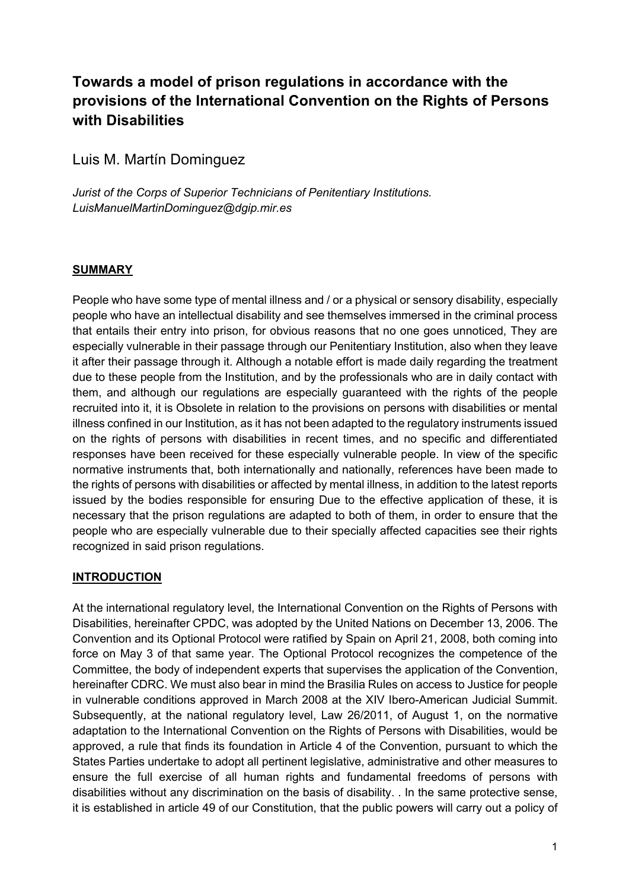# Towards a model of prison regulations in accordance with the provisions of the International Convention on the Rights of Persons with Disabilities

Luis M. Martín Dominguez

*Jurist of the Corps of Superior Technicians of Penitentiary Institutions.*
*LuisManuelMartinDominguez@dgip.mir.es*

## SUMMARY

People who have some type of mental illness and / or a physical or sensory disability, especially people who have an intellectual disability and see themselves immersed in the criminal process that entails their entry into prison, for obvious reasons that no one goes unnoticed, They are especially vulnerable in their passage through our Penitentiary Institution, also when they leave it after their passage through it. Although a notable effort is made daily regarding the treatment due to these people from the Institution, and by the professionals who are in daily contact with them, and although our regulations are especially guaranteed with the rights of the people recruited into it, it is Obsolete in relation to the provisions on persons with disabilities or mental illness confined in our Institution, as it has not been adapted to the regulatory instruments issued on the rights of persons with disabilities in recent times, and no specific and differentiated responses have been received for these especially vulnerable people. In view of the specific normative instruments that, both internationally and nationally, references have been made to the rights of persons with disabilities or affected by mental illness, in addition to the latest reports issued by the bodies responsible for ensuring Due to the effective application of these, it is necessary that the prison regulations are adapted to both of them, in order to ensure that the people who are especially vulnerable due to their specially affected capacities see their rights recognized in said prison regulations.

## INTRODUCTION

At the international regulatory level, the International Convention on the Rights of Persons with Disabilities, hereinafter CPDC, was adopted by the United Nations on December 13, 2006. The Convention and its Optional Protocol were ratified by Spain on April 21, 2008, both coming into force on May 3 of that same year. The Optional Protocol recognizes the competence of the Committee, the body of independent experts that supervises the application of the Convention, hereinafter CDRC. We must also bear in mind the Brasilia Rules on access to Justice for people in vulnerable conditions approved in March 2008 at the XIV Ibero-American Judicial Summit. Subsequently, at the national regulatory level, Law 26/2011, of August 1, on the normative adaptation to the International Convention on the Rights of Persons with Disabilities, would be approved, a rule that finds its foundation in Article 4 of the Convention, pursuant to which the States Parties undertake to adopt all pertinent legislative, administrative and other measures to ensure the full exercise of all human rights and fundamental freedoms of persons with disabilities without any discrimination on the basis of disability. . In the same protective sense, it is established in article 49 of our Constitution, that the public powers will carry out a policy of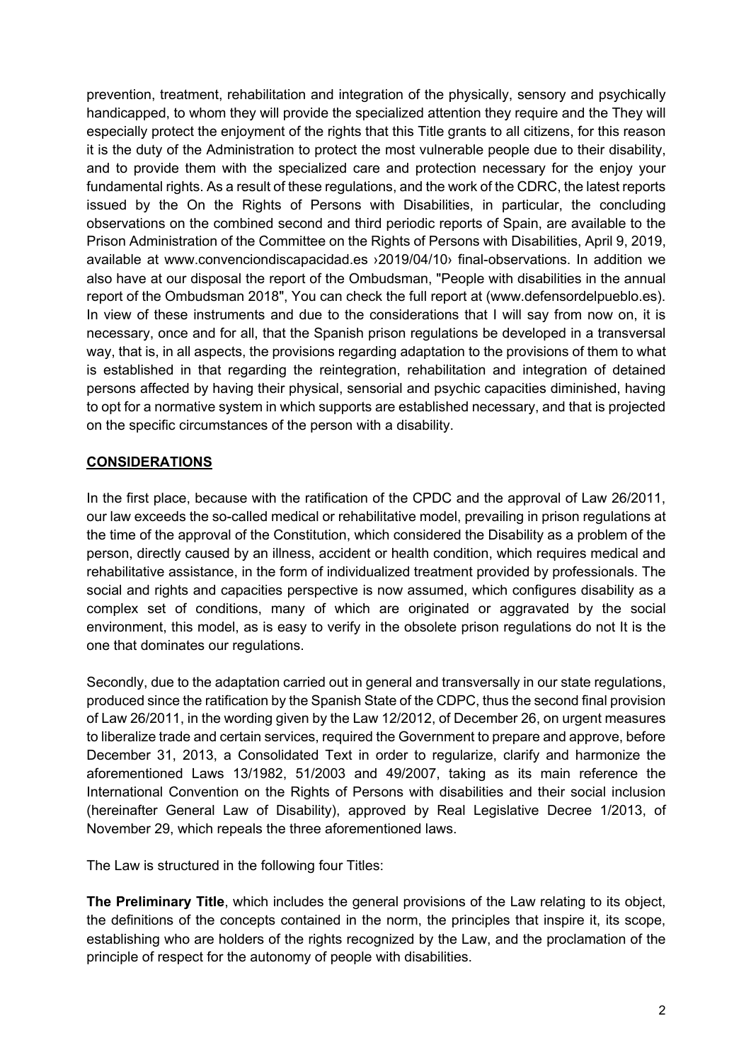prevention, treatment, rehabilitation and integration of the physically, sensory and psychically handicapped, to whom they will provide the specialized attention they require and the They will especially protect the enjoyment of the rights that this Title grants to all citizens, for this reason it is the duty of the Administration to protect the most vulnerable people due to their disability, and to provide them with the specialized care and protection necessary for the enjoy your fundamental rights. As a result of these regulations, and the work of the CDRC, the latest reports issued by the On the Rights of Persons with Disabilities, in particular, the concluding observations on the combined second and third periodic reports of Spain, are available to the Prison Administration of the Committee on the Rights of Persons with Disabilities, April 9, 2019, available at www.convenciondiscapacidad.es ›2019/04/10› final-observations. In addition we also have at our disposal the report of the Ombudsman, "People with disabilities in the annual report of the Ombudsman 2018", You can check the full report at (www.defensordelpueblo.es). In view of these instruments and due to the considerations that I will say from now on, it is necessary, once and for all, that the Spanish prison regulations be developed in a transversal way, that is, in all aspects, the provisions regarding adaptation to the provisions of them to what is established in that regarding the reintegration, rehabilitation and integration of detained persons affected by having their physical, sensorial and psychic capacities diminished, having to opt for a normative system in which supports are established necessary, and that is projected on the specific circumstances of the person with a disability.

## CONSIDERATIONS

In the first place, because with the ratification of the CPDC and the approval of Law 26/2011, our law exceeds the so-called medical or rehabilitative model, prevailing in prison regulations at the time of the approval of the Constitution, which considered the Disability as a problem of the person, directly caused by an illness, accident or health condition, which requires medical and rehabilitative assistance, in the form of individualized treatment provided by professionals. The social and rights and capacities perspective is now assumed, which configures disability as a complex set of conditions, many of which are originated or aggravated by the social environment, this model, as is easy to verify in the obsolete prison regulations do not It is the one that dominates our regulations.

Secondly, due to the adaptation carried out in general and transversally in our state regulations, produced since the ratification by the Spanish State of the CDPC, thus the second final provision of Law 26/2011, in the wording given by the Law 12/2012, of December 26, on urgent measures to liberalize trade and certain services, required the Government to prepare and approve, before December 31, 2013, a Consolidated Text in order to regularize, clarify and harmonize the aforementioned Laws 13/1982, 51/2003 and 49/2007, taking as its main reference the International Convention on the Rights of Persons with disabilities and their social inclusion (hereinafter General Law of Disability), approved by Real Legislative Decree 1/2013, of November 29, which repeals the three aforementioned laws.

The Law is structured in the following four Titles:

**The Preliminary Title**, which includes the general provisions of the Law relating to its object, the definitions of the concepts contained in the norm, the principles that inspire it, its scope, establishing who are holders of the rights recognized by the Law, and the proclamation of the principle of respect for the autonomy of people with disabilities.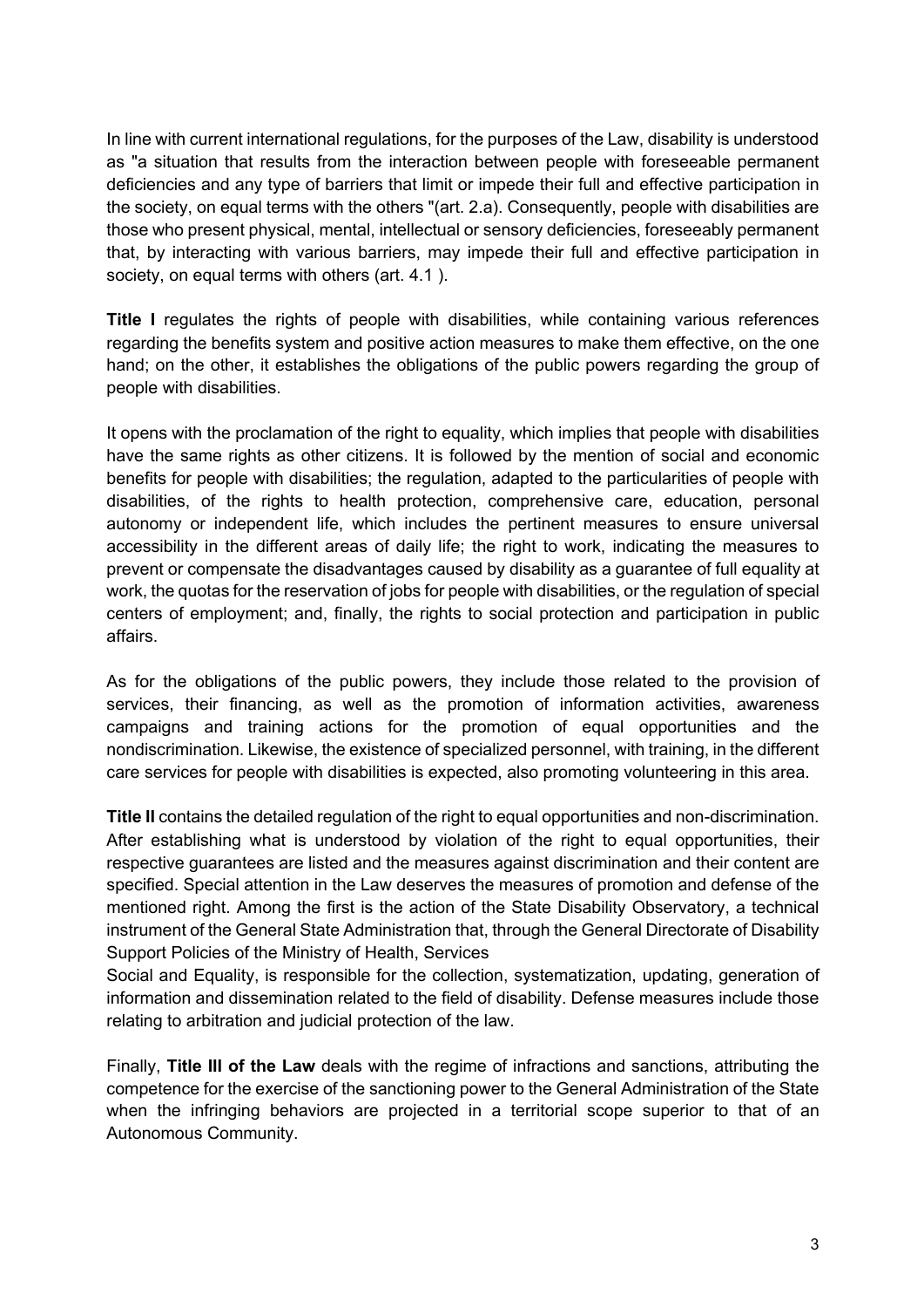In line with current international regulations, for the purposes of the Law, disability is understood as "a situation that results from the interaction between people with foreseeable permanent deficiencies and any type of barriers that limit or impede their full and effective participation in the society, on equal terms with the others "(art. 2.a). Consequently, people with disabilities are those who present physical, mental, intellectual or sensory deficiencies, foreseeably permanent that, by interacting with various barriers, may impede their full and effective participation in society, on equal terms with others (art. 4.1 ).

**Title I** regulates the rights of people with disabilities, while containing various references regarding the benefits system and positive action measures to make them effective, on the one hand; on the other, it establishes the obligations of the public powers regarding the group of people with disabilities.

It opens with the proclamation of the right to equality, which implies that people with disabilities have the same rights as other citizens. It is followed by the mention of social and economic benefits for people with disabilities; the regulation, adapted to the particularities of people with disabilities, of the rights to health protection, comprehensive care, education, personal autonomy or independent life, which includes the pertinent measures to ensure universal accessibility in the different areas of daily life; the right to work, indicating the measures to prevent or compensate the disadvantages caused by disability as a guarantee of full equality at work, the quotas for the reservation of jobs for people with disabilities, or the regulation of special centers of employment; and, finally, the rights to social protection and participation in public affairs.

As for the obligations of the public powers, they include those related to the provision of services, their financing, as well as the promotion of information activities, awareness campaigns and training actions for the promotion of equal opportunities and the nondiscrimination. Likewise, the existence of specialized personnel, with training, in the different care services for people with disabilities is expected, also promoting volunteering in this area.

**Title II** contains the detailed regulation of the right to equal opportunities and non-discrimination. After establishing what is understood by violation of the right to equal opportunities, their respective guarantees are listed and the measures against discrimination and their content are specified. Special attention in the Law deserves the measures of promotion and defense of the mentioned right. Among the first is the action of the State Disability Observatory, a technical instrument of the General State Administration that, through the General Directorate of Disability Support Policies of the Ministry of Health, Services Social and Equality, is responsible for the collection, systematization, updating, generation of information and dissemination related to the field of disability. Defense measures include those relating to arbitration and judicial protection of the law.

Finally, **Title III of the Law** deals with the regime of infractions and sanctions, attributing the competence for the exercise of the sanctioning power to the General Administration of the State when the infringing behaviors are projected in a territorial scope superior to that of an Autonomous Community.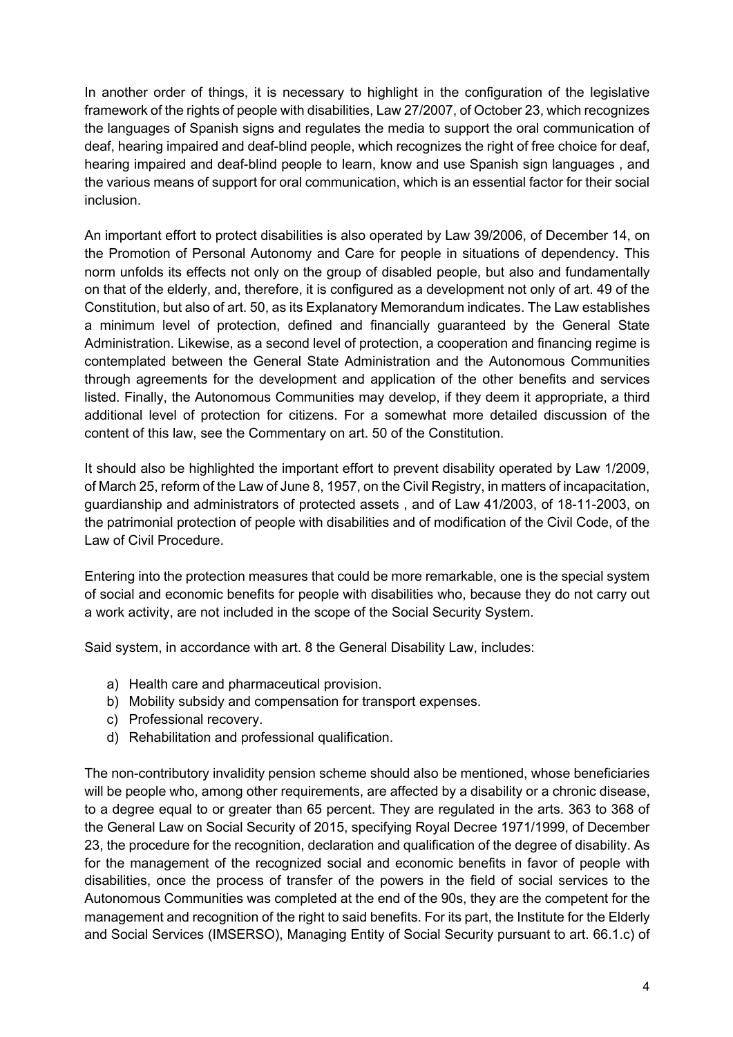In another order of things, it is necessary to highlight in the configuration of the legislative framework of the rights of people with disabilities, Law 27/2007, of October 23, which recognizes the languages of Spanish signs and regulates the media to support the oral communication of deaf, hearing impaired and deaf-blind people, which recognizes the right of free choice for deaf, hearing impaired and deaf-blind people to learn, know and use Spanish sign languages , and the various means of support for oral communication, which is an essential factor for their social inclusion.

An important effort to protect disabilities is also operated by Law 39/2006, of December 14, on the Promotion of Personal Autonomy and Care for people in situations of dependency. This norm unfolds its effects not only on the group of disabled people, but also and fundamentally on that of the elderly, and, therefore, it is configured as a development not only of art. 49 of the Constitution, but also of art. 50, as its Explanatory Memorandum indicates. The Law establishes a minimum level of protection, defined and financially guaranteed by the General State Administration. Likewise, as a second level of protection, a cooperation and financing regime is contemplated between the General State Administration and the Autonomous Communities through agreements for the development and application of the other benefits and services listed. Finally, the Autonomous Communities may develop, if they deem it appropriate, a third additional level of protection for citizens. For a somewhat more detailed discussion of the content of this law, see the Commentary on art. 50 of the Constitution.

It should also be highlighted the important effort to prevent disability operated by Law 1/2009, of March 25, reform of the Law of June 8, 1957, on the Civil Registry, in matters of incapacitation, guardianship and administrators of protected assets , and of Law 41/2003, of 18-11-2003, on the patrimonial protection of people with disabilities and of modification of the Civil Code, of the Law of Civil Procedure.

Entering into the protection measures that could be more remarkable, one is the special system of social and economic benefits for people with disabilities who, because they do not carry out a work activity, are not included in the scope of the Social Security System.

Said system, in accordance with art. 8 the General Disability Law, includes:

a) Health care and pharmaceutical provision.
b) Mobility subsidy and compensation for transport expenses.
c) Professional recovery.
d) Rehabilitation and professional qualification.

The non-contributory invalidity pension scheme should also be mentioned, whose beneficiaries will be people who, among other requirements, are affected by a disability or a chronic disease, to a degree equal to or greater than 65 percent. They are regulated in the arts. 363 to 368 of the General Law on Social Security of 2015, specifying Royal Decree 1971/1999, of December 23, the procedure for the recognition, declaration and qualification of the degree of disability. As for the management of the recognized social and economic benefits in favor of people with disabilities, once the process of transfer of the powers in the field of social services to the Autonomous Communities was completed at the end of the 90s, they are the competent for the management and recognition of the right to said benefits. For its part, the Institute for the Elderly and Social Services (IMSERSO), Managing Entity of Social Security pursuant to art. 66.1.c) of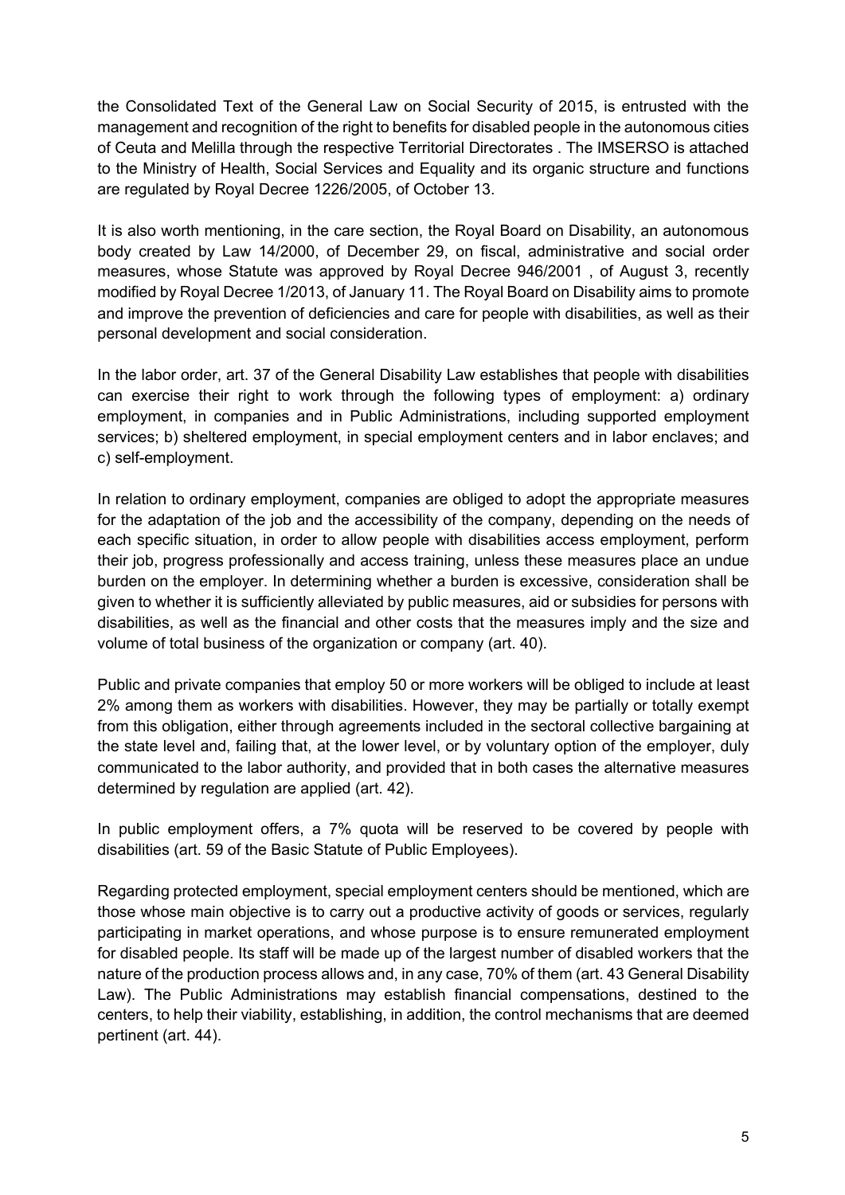the Consolidated Text of the General Law on Social Security of 2015, is entrusted with the management and recognition of the right to benefits for disabled people in the autonomous cities of Ceuta and Melilla through the respective Territorial Directorates . The IMSERSO is attached to the Ministry of Health, Social Services and Equality and its organic structure and functions are regulated by Royal Decree 1226/2005, of October 13.

It is also worth mentioning, in the care section, the Royal Board on Disability, an autonomous body created by Law 14/2000, of December 29, on fiscal, administrative and social order measures, whose Statute was approved by Royal Decree 946/2001 , of August 3, recently modified by Royal Decree 1/2013, of January 11. The Royal Board on Disability aims to promote and improve the prevention of deficiencies and care for people with disabilities, as well as their personal development and social consideration.

In the labor order, art. 37 of the General Disability Law establishes that people with disabilities can exercise their right to work through the following types of employment: a) ordinary employment, in companies and in Public Administrations, including supported employment services; b) sheltered employment, in special employment centers and in labor enclaves; and c) self-employment.

In relation to ordinary employment, companies are obliged to adopt the appropriate measures for the adaptation of the job and the accessibility of the company, depending on the needs of each specific situation, in order to allow people with disabilities access employment, perform their job, progress professionally and access training, unless these measures place an undue burden on the employer. In determining whether a burden is excessive, consideration shall be given to whether it is sufficiently alleviated by public measures, aid or subsidies for persons with disabilities, as well as the financial and other costs that the measures imply and the size and volume of total business of the organization or company (art. 40).

Public and private companies that employ 50 or more workers will be obliged to include at least 2% among them as workers with disabilities. However, they may be partially or totally exempt from this obligation, either through agreements included in the sectoral collective bargaining at the state level and, failing that, at the lower level, or by voluntary option of the employer, duly communicated to the labor authority, and provided that in both cases the alternative measures determined by regulation are applied (art. 42).

In public employment offers, a 7% quota will be reserved to be covered by people with disabilities (art. 59 of the Basic Statute of Public Employees).

Regarding protected employment, special employment centers should be mentioned, which are those whose main objective is to carry out a productive activity of goods or services, regularly participating in market operations, and whose purpose is to ensure remunerated employment for disabled people. Its staff will be made up of the largest number of disabled workers that the nature of the production process allows and, in any case, 70% of them (art. 43 General Disability Law). The Public Administrations may establish financial compensations, destined to the centers, to help their viability, establishing, in addition, the control mechanisms that are deemed pertinent (art. 44).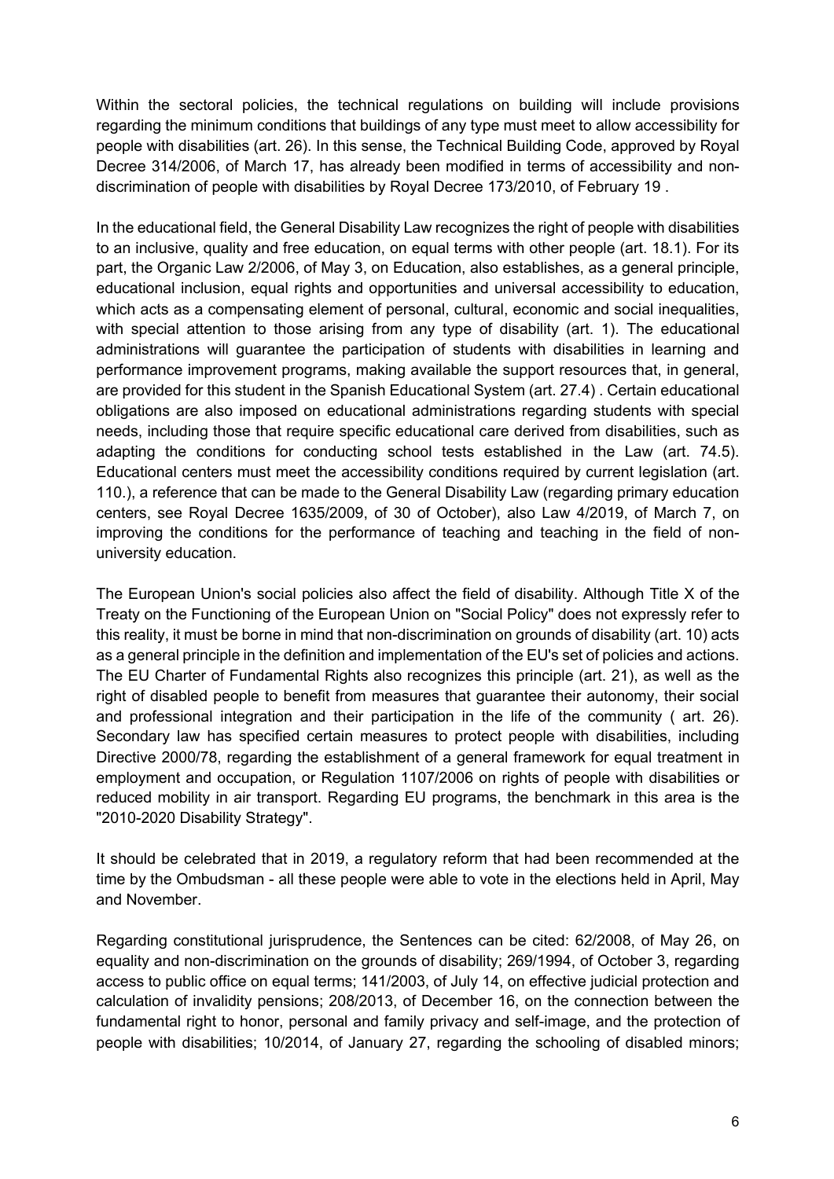Within the sectoral policies, the technical regulations on building will include provisions regarding the minimum conditions that buildings of any type must meet to allow accessibility for people with disabilities (art. 26). In this sense, the Technical Building Code, approved by Royal Decree 314/2006, of March 17, has already been modified in terms of accessibility and non-discrimination of people with disabilities by Royal Decree 173/2010, of February 19 .

In the educational field, the General Disability Law recognizes the right of people with disabilities to an inclusive, quality and free education, on equal terms with other people (art. 18.1). For its part, the Organic Law 2/2006, of May 3, on Education, also establishes, as a general principle, educational inclusion, equal rights and opportunities and universal accessibility to education, which acts as a compensating element of personal, cultural, economic and social inequalities, with special attention to those arising from any type of disability (art. 1). The educational administrations will guarantee the participation of students with disabilities in learning and performance improvement programs, making available the support resources that, in general, are provided for this student in the Spanish Educational System (art. 27.4) . Certain educational obligations are also imposed on educational administrations regarding students with special needs, including those that require specific educational care derived from disabilities, such as adapting the conditions for conducting school tests established in the Law (art. 74.5). Educational centers must meet the accessibility conditions required by current legislation (art. 110.), a reference that can be made to the General Disability Law (regarding primary education centers, see Royal Decree 1635/2009, of 30 of October), also Law 4/2019, of March 7, on improving the conditions for the performance of teaching and teaching in the field of non-university education.

The European Union's social policies also affect the field of disability. Although Title X of the Treaty on the Functioning of the European Union on "Social Policy" does not expressly refer to this reality, it must be borne in mind that non-discrimination on grounds of disability (art. 10) acts as a general principle in the definition and implementation of the EU's set of policies and actions. The EU Charter of Fundamental Rights also recognizes this principle (art. 21), as well as the right of disabled people to benefit from measures that guarantee their autonomy, their social and professional integration and their participation in the life of the community ( art. 26). Secondary law has specified certain measures to protect people with disabilities, including Directive 2000/78, regarding the establishment of a general framework for equal treatment in employment and occupation, or Regulation 1107/2006 on rights of people with disabilities or reduced mobility in air transport. Regarding EU programs, the benchmark in this area is the "2010-2020 Disability Strategy".

It should be celebrated that in 2019, a regulatory reform that had been recommended at the time by the Ombudsman - all these people were able to vote in the elections held in April, May and November.

Regarding constitutional jurisprudence, the Sentences can be cited: 62/2008, of May 26, on equality and non-discrimination on the grounds of disability; 269/1994, of October 3, regarding access to public office on equal terms; 141/2003, of July 14, on effective judicial protection and calculation of invalidity pensions; 208/2013, of December 16, on the connection between the fundamental right to honor, personal and family privacy and self-image, and the protection of people with disabilities; 10/2014, of January 27, regarding the schooling of disabled minors;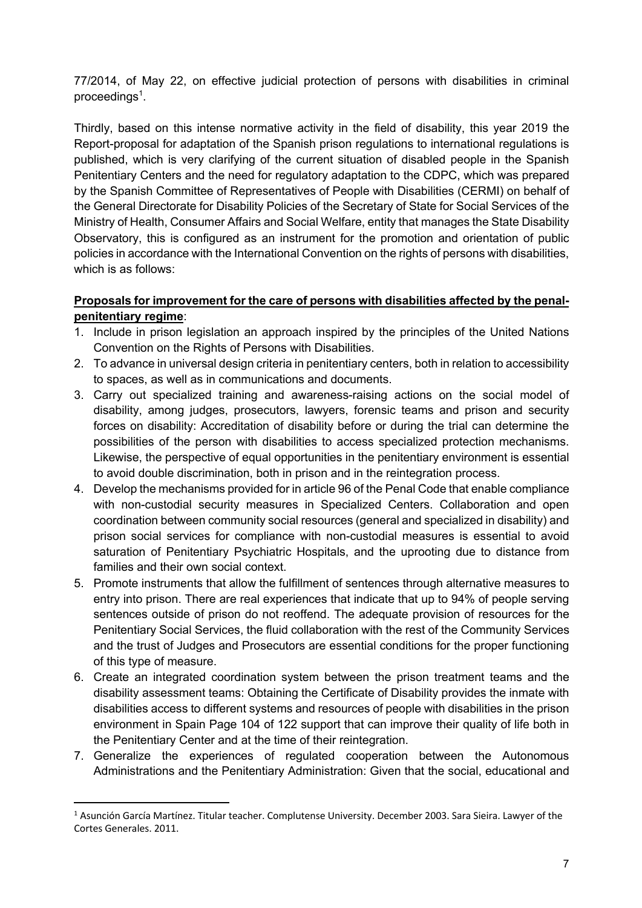77/2014, of May 22, on effective judicial protection of persons with disabilities in criminal proceedings[1].

Thirdly, based on this intense normative activity in the field of disability, this year 2019 the Report-proposal for adaptation of the Spanish prison regulations to international regulations is published, which is very clarifying of the current situation of disabled people in the Spanish Penitentiary Centers and the need for regulatory adaptation to the CDPC, which was prepared by the Spanish Committee of Representatives of People with Disabilities (CERMI) on behalf of the General Directorate for Disability Policies of the Secretary of State for Social Services of the Ministry of Health, Consumer Affairs and Social Welfare, entity that manages the State Disability Observatory, this is configured as an instrument for the promotion and orientation of public policies in accordance with the International Convention on the rights of persons with disabilities, which is as follows:

**Proposals for improvement for the care of persons with disabilities affected by the penal-penitentiary regime**:

1. Include in prison legislation an approach inspired by the principles of the United Nations Convention on the Rights of Persons with Disabilities.
2. To advance in universal design criteria in penitentiary centers, both in relation to accessibility to spaces, as well as in communications and documents.
3. Carry out specialized training and awareness-raising actions on the social model of disability, among judges, prosecutors, lawyers, forensic teams and prison and security forces on disability: Accreditation of disability before or during the trial can determine the possibilities of the person with disabilities to access specialized protection mechanisms. Likewise, the perspective of equal opportunities in the penitentiary environment is essential to avoid double discrimination, both in prison and in the reintegration process.
4. Develop the mechanisms provided for in article 96 of the Penal Code that enable compliance with non-custodial security measures in Specialized Centers. Collaboration and open coordination between community social resources (general and specialized in disability) and prison social services for compliance with non-custodial measures is essential to avoid saturation of Penitentiary Psychiatric Hospitals, and the uprooting due to distance from families and their own social context.
5. Promote instruments that allow the fulfillment of sentences through alternative measures to entry into prison. There are real experiences that indicate that up to 94% of people serving sentences outside of prison do not reoffend. The adequate provision of resources for the Penitentiary Social Services, the fluid collaboration with the rest of the Community Services and the trust of Judges and Prosecutors are essential conditions for the proper functioning of this type of measure.
6. Create an integrated coordination system between the prison treatment teams and the disability assessment teams: Obtaining the Certificate of Disability provides the inmate with disabilities access to different systems and resources of people with disabilities in the prison environment in Spain Page 104 of 122 support that can improve their quality of life both in the Penitentiary Center and at the time of their reintegration.
7. Generalize the experiences of regulated cooperation between the Autonomous Administrations and the Penitentiary Administration: Given that the social, educational and

[1] Asunción García Martínez. Titular teacher. Complutense University. December 2003. Sara Sieira. Lawyer of the Cortes Generales. 2011.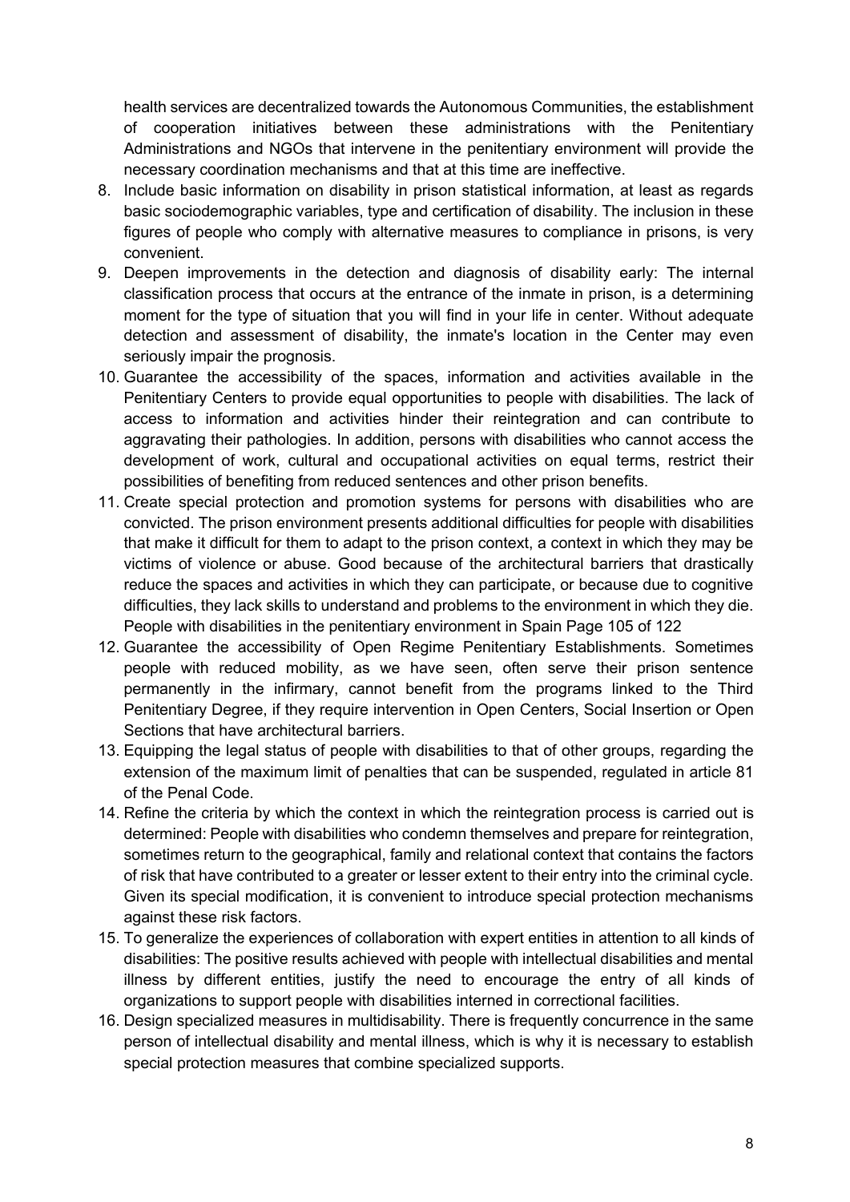health services are decentralized towards the Autonomous Communities, the establishment of cooperation initiatives between these administrations with the Penitentiary Administrations and NGOs that intervene in the penitentiary environment will provide the necessary coordination mechanisms and that at this time are ineffective.

8. Include basic information on disability in prison statistical information, at least as regards basic sociodemographic variables, type and certification of disability. The inclusion in these figures of people who comply with alternative measures to compliance in prisons, is very convenient.
9. Deepen improvements in the detection and diagnosis of disability early: The internal classification process that occurs at the entrance of the inmate in prison, is a determining moment for the type of situation that you will find in your life in center. Without adequate detection and assessment of disability, the inmate's location in the Center may even seriously impair the prognosis.
10. Guarantee the accessibility of the spaces, information and activities available in the Penitentiary Centers to provide equal opportunities to people with disabilities. The lack of access to information and activities hinder their reintegration and can contribute to aggravating their pathologies. In addition, persons with disabilities who cannot access the development of work, cultural and occupational activities on equal terms, restrict their possibilities of benefiting from reduced sentences and other prison benefits.
11. Create special protection and promotion systems for persons with disabilities who are convicted. The prison environment presents additional difficulties for people with disabilities that make it difficult for them to adapt to the prison context, a context in which they may be victims of violence or abuse. Good because of the architectural barriers that drastically reduce the spaces and activities in which they can participate, or because due to cognitive difficulties, they lack skills to understand and problems to the environment in which they die.
12. Guarantee the accessibility of Open Regime Penitentiary Establishments. Sometimes people with reduced mobility, as we have seen, often serve their prison sentence permanently in the infirmary, cannot benefit from the programs linked to the Third Penitentiary Degree, if they require intervention in Open Centers, Social Insertion or Open Sections that have architectural barriers.
13. Equipping the legal status of people with disabilities to that of other groups, regarding the extension of the maximum limit of penalties that can be suspended, regulated in article 81 of the Penal Code.
14. Refine the criteria by which the context in which the reintegration process is carried out is determined: People with disabilities who condemn themselves and prepare for reintegration, sometimes return to the geographical, family and relational context that contains the factors of risk that have contributed to a greater or lesser extent to their entry into the criminal cycle. Given its special modification, it is convenient to introduce special protection mechanisms against these risk factors.
15. To generalize the experiences of collaboration with expert entities in attention to all kinds of disabilities: The positive results achieved with people with intellectual disabilities and mental illness by different entities, justify the need to encourage the entry of all kinds of organizations to support people with disabilities interned in correctional facilities.
16. Design specialized measures in multidisability. There is frequently concurrence in the same person of intellectual disability and mental illness, which is why it is necessary to establish special protection measures that combine specialized supports.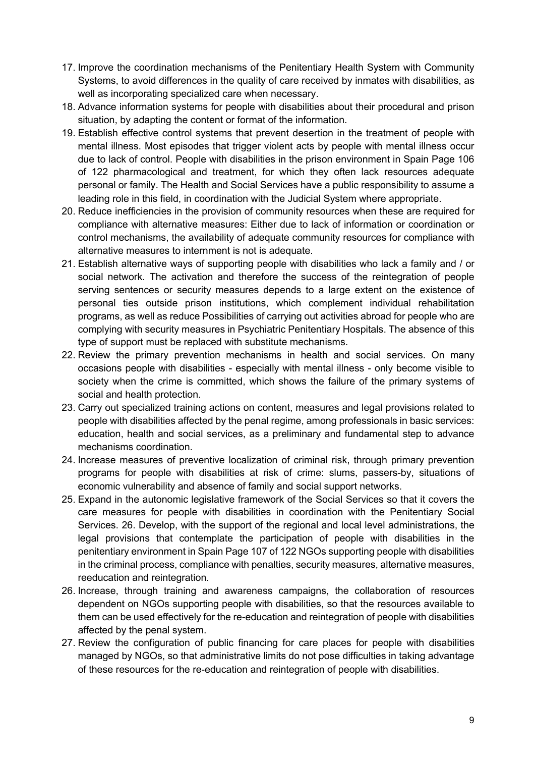17. Improve the coordination mechanisms of the Penitentiary Health System with Community Systems, to avoid differences in the quality of care received by inmates with disabilities, as well as incorporating specialized care when necessary.
18. Advance information systems for people with disabilities about their procedural and prison situation, by adapting the content or format of the information.
19. Establish effective control systems that prevent desertion in the treatment of people with mental illness. Most episodes that trigger violent acts by people with mental illness occur due to lack of control. People with disabilities in the prison environment in Spain Page 106 of 122 pharmacological and treatment, for which they often lack resources adequate personal or family. The Health and Social Services have a public responsibility to assume a leading role in this field, in coordination with the Judicial System where appropriate.
20. Reduce inefficiencies in the provision of community resources when these are required for compliance with alternative measures: Either due to lack of information or coordination or control mechanisms, the availability of adequate community resources for compliance with alternative measures to internment is not is adequate.
21. Establish alternative ways of supporting people with disabilities who lack a family and / or social network. The activation and therefore the success of the reintegration of people serving sentences or security measures depends to a large extent on the existence of personal ties outside prison institutions, which complement individual rehabilitation programs, as well as reduce Possibilities of carrying out activities abroad for people who are complying with security measures in Psychiatric Penitentiary Hospitals. The absence of this type of support must be replaced with substitute mechanisms.
22. Review the primary prevention mechanisms in health and social services. On many occasions people with disabilities - especially with mental illness - only become visible to society when the crime is committed, which shows the failure of the primary systems of social and health protection.
23. Carry out specialized training actions on content, measures and legal provisions related to people with disabilities affected by the penal regime, among professionals in basic services: education, health and social services, as a preliminary and fundamental step to advance mechanisms coordination.
24. Increase measures of preventive localization of criminal risk, through primary prevention programs for people with disabilities at risk of crime: slums, passers-by, situations of economic vulnerability and absence of family and social support networks.
25. Expand in the autonomic legislative framework of the Social Services so that it covers the care measures for people with disabilities in coordination with the Penitentiary Social Services. 26. Develop, with the support of the regional and local level administrations, the legal provisions that contemplate the participation of people with disabilities in the penitentiary environment in Spain Page 107 of 122 NGOs supporting people with disabilities in the criminal process, compliance with penalties, security measures, alternative measures, reeducation and reintegration.
26. Increase, through training and awareness campaigns, the collaboration of resources dependent on NGOs supporting people with disabilities, so that the resources available to them can be used effectively for the re-education and reintegration of people with disabilities affected by the penal system.
27. Review the configuration of public financing for care places for people with disabilities managed by NGOs, so that administrative limits do not pose difficulties in taking advantage of these resources for the re-education and reintegration of people with disabilities.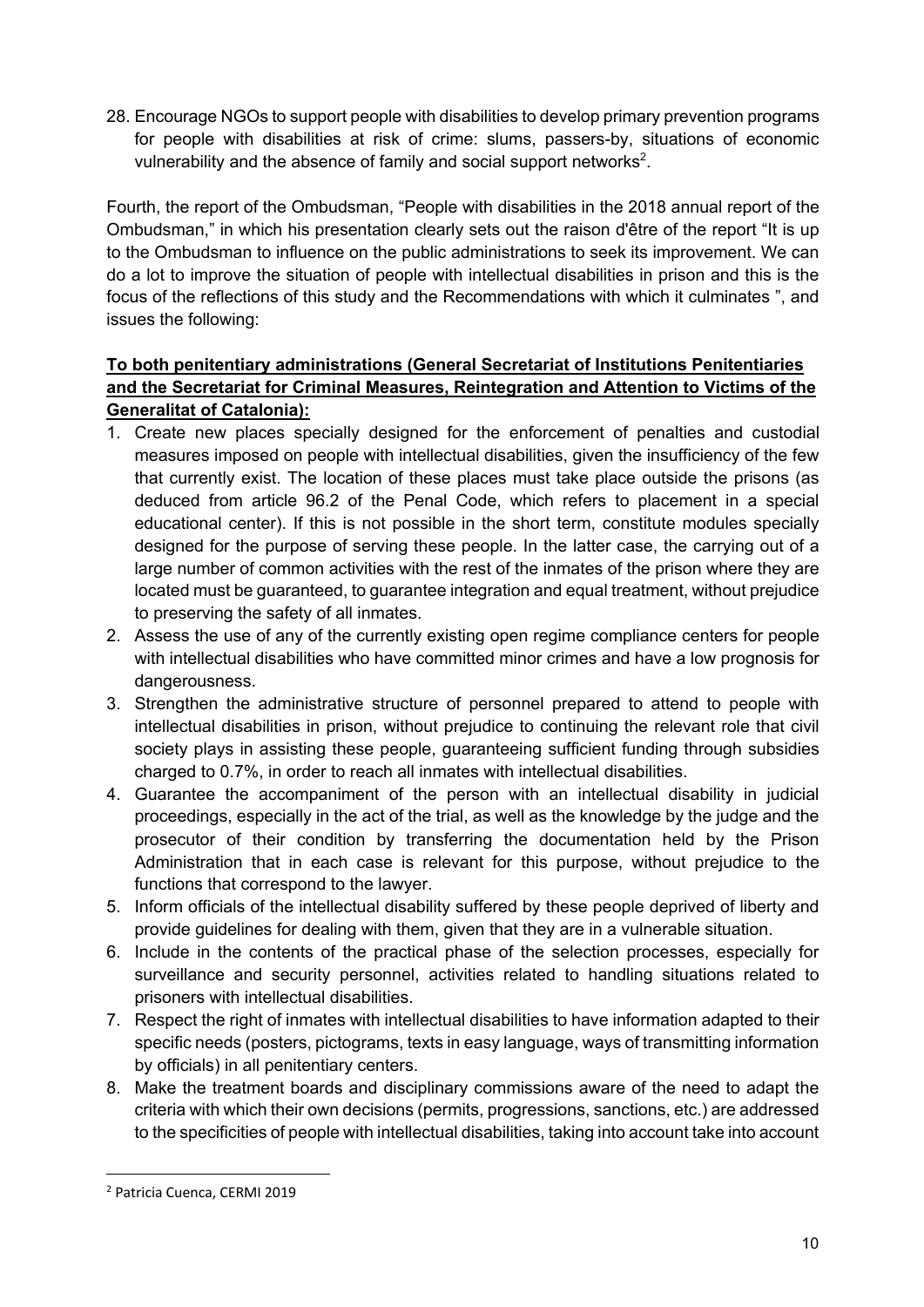28. Encourage NGOs to support people with disabilities to develop primary prevention programs for people with disabilities at risk of crime: slums, passers-by, situations of economic vulnerability and the absence of family and social support networks[2].

Fourth, the report of the Ombudsman, "People with disabilities in the 2018 annual report of the Ombudsman," in which his presentation clearly sets out the raison d'être of the report "It is up to the Ombudsman to influence on the public administrations to seek its improvement. We can do a lot to improve the situation of people with intellectual disabilities in prison and this is the focus of the reflections of this study and the Recommendations with which it culminates ", and issues the following:

**To both penitentiary administrations (General Secretariat of Institutions Penitentiaries and the Secretariat for Criminal Measures, Reintegration and Attention to Victims of the Generalitat of Catalonia):**

1. Create new places specially designed for the enforcement of penalties and custodial measures imposed on people with intellectual disabilities, given the insufficiency of the few that currently exist. The location of these places must take place outside the prisons (as deduced from article 96.2 of the Penal Code, which refers to placement in a special educational center). If this is not possible in the short term, constitute modules specially designed for the purpose of serving these people. In the latter case, the carrying out of a large number of common activities with the rest of the inmates of the prison where they are located must be guaranteed, to guarantee integration and equal treatment, without prejudice to preserving the safety of all inmates.
2. Assess the use of any of the currently existing open regime compliance centers for people with intellectual disabilities who have committed minor crimes and have a low prognosis for dangerousness.
3. Strengthen the administrative structure of personnel prepared to attend to people with intellectual disabilities in prison, without prejudice to continuing the relevant role that civil society plays in assisting these people, guaranteeing sufficient funding through subsidies charged to 0.7%, in order to reach all inmates with intellectual disabilities.
4. Guarantee the accompaniment of the person with an intellectual disability in judicial proceedings, especially in the act of the trial, as well as the knowledge by the judge and the prosecutor of their condition by transferring the documentation held by the Prison Administration that in each case is relevant for this purpose, without prejudice to the functions that correspond to the lawyer.
5. Inform officials of the intellectual disability suffered by these people deprived of liberty and provide guidelines for dealing with them, given that they are in a vulnerable situation.
6. Include in the contents of the practical phase of the selection processes, especially for surveillance and security personnel, activities related to handling situations related to prisoners with intellectual disabilities.
7. Respect the right of inmates with intellectual disabilities to have information adapted to their specific needs (posters, pictograms, texts in easy language, ways of transmitting information by officials) in all penitentiary centers.
8. Make the treatment boards and disciplinary commissions aware of the need to adapt the criteria with which their own decisions (permits, progressions, sanctions, etc.) are addressed to the specificities of people with intellectual disabilities, taking into account take into account

[2] Patricia Cuenca, CERMI 2019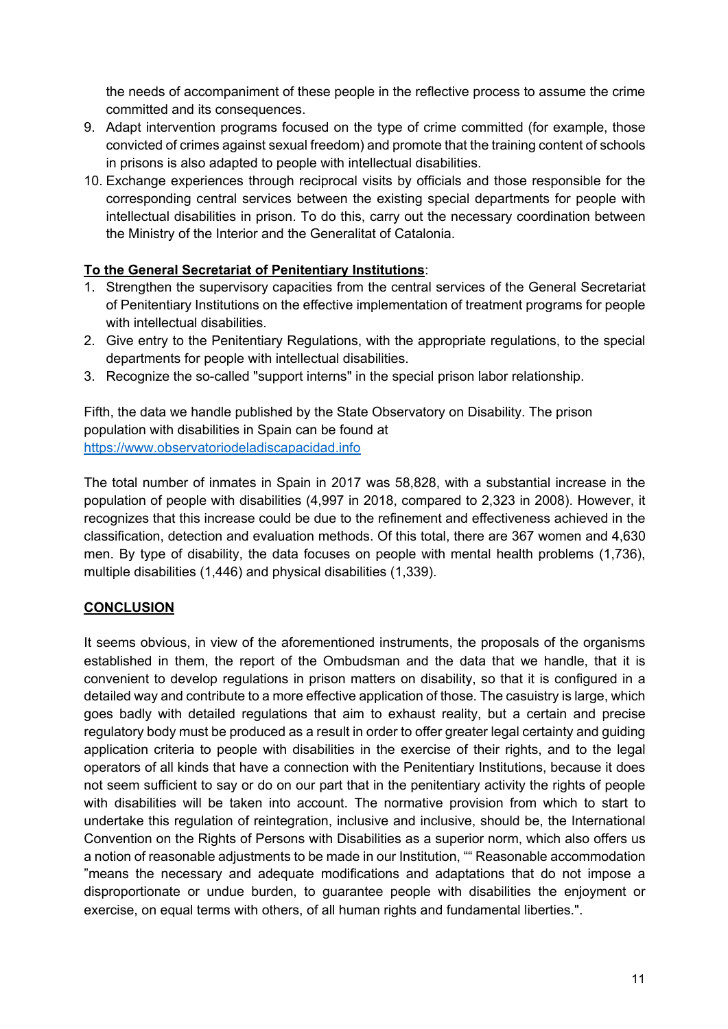the needs of accompaniment of these people in the reflective process to assume the crime committed and its consequences.

9. Adapt intervention programs focused on the type of crime committed (for example, those convicted of crimes against sexual freedom) and promote that the training content of schools in prisons is also adapted to people with intellectual disabilities.
10. Exchange experiences through reciprocal visits by officials and those responsible for the corresponding central services between the existing special departments for people with intellectual disabilities in prison. To do this, carry out the necessary coordination between the Ministry of the Interior and the Generalitat of Catalonia.

**To the General Secretariat of Penitentiary Institutions**:

1. Strengthen the supervisory capacities from the central services of the General Secretariat of Penitentiary Institutions on the effective implementation of treatment programs for people with intellectual disabilities.
2. Give entry to the Penitentiary Regulations, with the appropriate regulations, to the special departments for people with intellectual disabilities.
3. Recognize the so-called "support interns" in the special prison labor relationship.

Fifth, the data we handle published by the State Observatory on Disability. The prison population with disabilities in Spain can be found at
https://www.observatoriodeladiscapacidad.info

The total number of inmates in Spain in 2017 was 58,828, with a substantial increase in the population of people with disabilities (4,997 in 2018, compared to 2,323 in 2008). However, it recognizes that this increase could be due to the refinement and effectiveness achieved in the classification, detection and evaluation methods. Of this total, there are 367 women and 4,630 men. By type of disability, the data focuses on people with mental health problems (1,736), multiple disabilities (1,446) and physical disabilities (1,339).

## CONCLUSION

It seems obvious, in view of the aforementioned instruments, the proposals of the organisms established in them, the report of the Ombudsman and the data that we handle, that it is convenient to develop regulations in prison matters on disability, so that it is configured in a detailed way and contribute to a more effective application of those. The casuistry is large, which goes badly with detailed regulations that aim to exhaust reality, but a certain and precise regulatory body must be produced as a result in order to offer greater legal certainty and guiding application criteria to people with disabilities in the exercise of their rights, and to the legal operators of all kinds that have a connection with the Penitentiary Institutions, because it does not seem sufficient to say or do on our part that in the penitentiary activity the rights of people with disabilities will be taken into account. The normative provision from which to start to undertake this regulation of reintegration, inclusive and inclusive, should be, the International Convention on the Rights of Persons with Disabilities as a superior norm, which also offers us a notion of reasonable adjustments to be made in our Institution, "" Reasonable accommodation "means the necessary and adequate modifications and adaptations that do not impose a disproportionate or undue burden, to guarantee people with disabilities the enjoyment or exercise, on equal terms with others, of all human rights and fundamental liberties.".